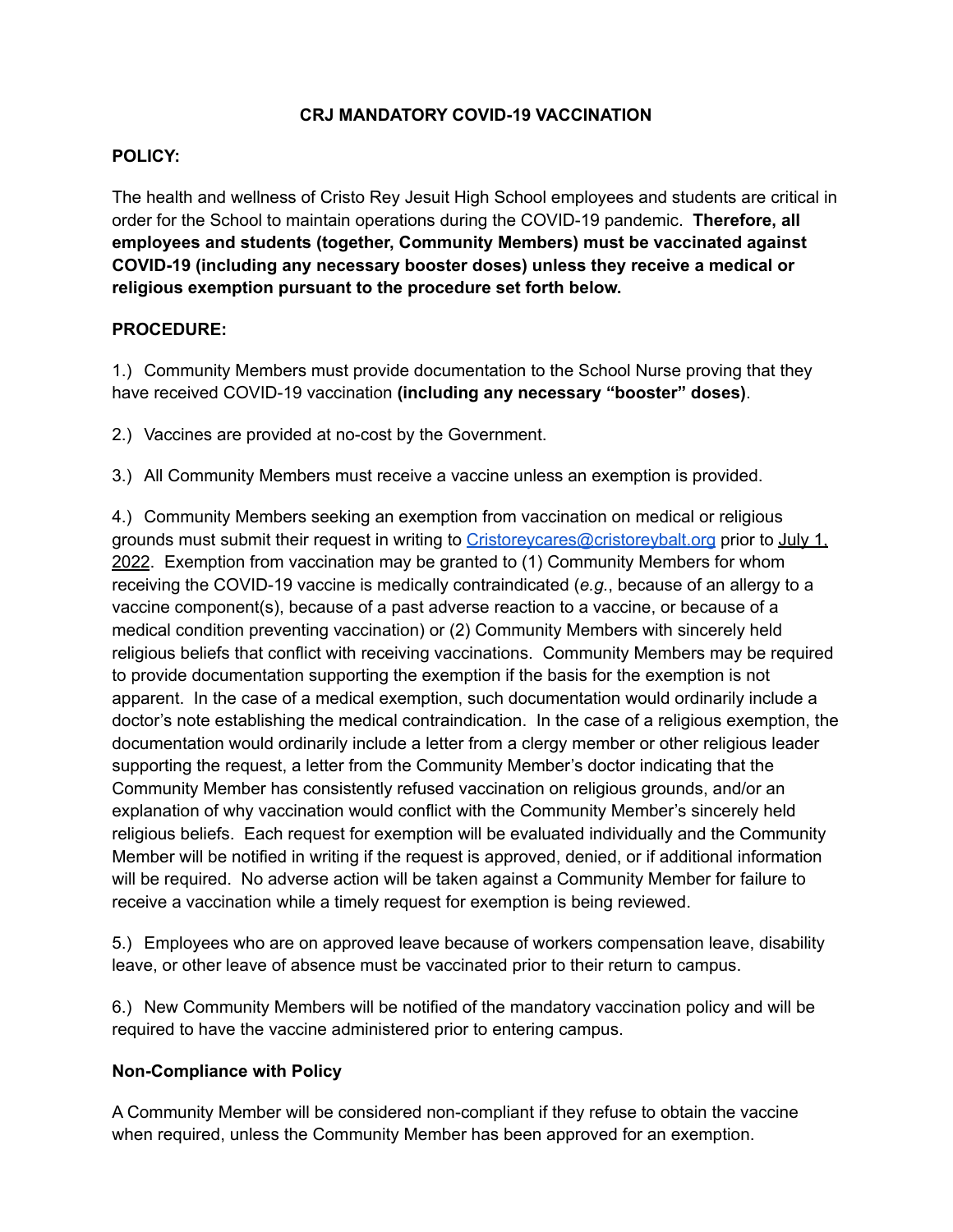# CRJ MANDATORY COVID-19 VACCINATION

**POLICY:**

The health and wellness of Cristo Rey Jesuit High School employees and students are critical in order for the School to maintain operations during the COVID-19 pandemic. **Therefore, all employees and students (together, Community Members) must be vaccinated against COVID-19 (including any necessary booster doses) unless they receive a medical or religious exemption pursuant to the procedure set forth below.**

**PROCEDURE:**

1.) Community Members must provide documentation to the School Nurse proving that they have received COVID-19 vaccination **(including any necessary "booster" doses)**.

2.) Vaccines are provided at no-cost by the Government.

3.) All Community Members must receive a vaccine unless an exemption is provided.

4.) Community Members seeking an exemption from vaccination on medical or religious grounds must submit their request in writing to Cristoreycares@cristoreybalt.org prior to July 1, 2022. Exemption from vaccination may be granted to (1) Community Members for whom receiving the COVID-19 vaccine is medically contraindicated (*e.g.*, because of an allergy to a vaccine component(s), because of a past adverse reaction to a vaccine, or because of a medical condition preventing vaccination) or (2) Community Members with sincerely held religious beliefs that conflict with receiving vaccinations. Community Members may be required to provide documentation supporting the exemption if the basis for the exemption is not apparent. In the case of a medical exemption, such documentation would ordinarily include a doctor's note establishing the medical contraindication. In the case of a religious exemption, the documentation would ordinarily include a letter from a clergy member or other religious leader supporting the request, a letter from the Community Member's doctor indicating that the Community Member has consistently refused vaccination on religious grounds, and/or an explanation of why vaccination would conflict with the Community Member's sincerely held religious beliefs. Each request for exemption will be evaluated individually and the Community Member will be notified in writing if the request is approved, denied, or if additional information will be required. No adverse action will be taken against a Community Member for failure to receive a vaccination while a timely request for exemption is being reviewed.

5.) Employees who are on approved leave because of workers compensation leave, disability leave, or other leave of absence must be vaccinated prior to their return to campus.

6.) New Community Members will be notified of the mandatory vaccination policy and will be required to have the vaccine administered prior to entering campus.

**Non-Compliance with Policy**

A Community Member will be considered non-compliant if they refuse to obtain the vaccine when required, unless the Community Member has been approved for an exemption.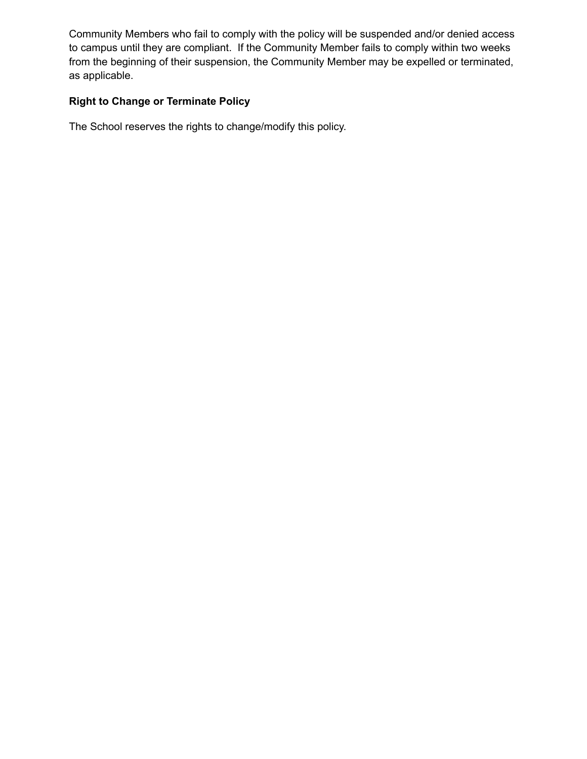Community Members who fail to comply with the policy will be suspended and/or denied access to campus until they are compliant.  If the Community Member fails to comply within two weeks from the beginning of their suspension, the Community Member may be expelled or terminated, as applicable.

**Right to Change or Terminate Policy**

The School reserves the rights to change/modify this policy.